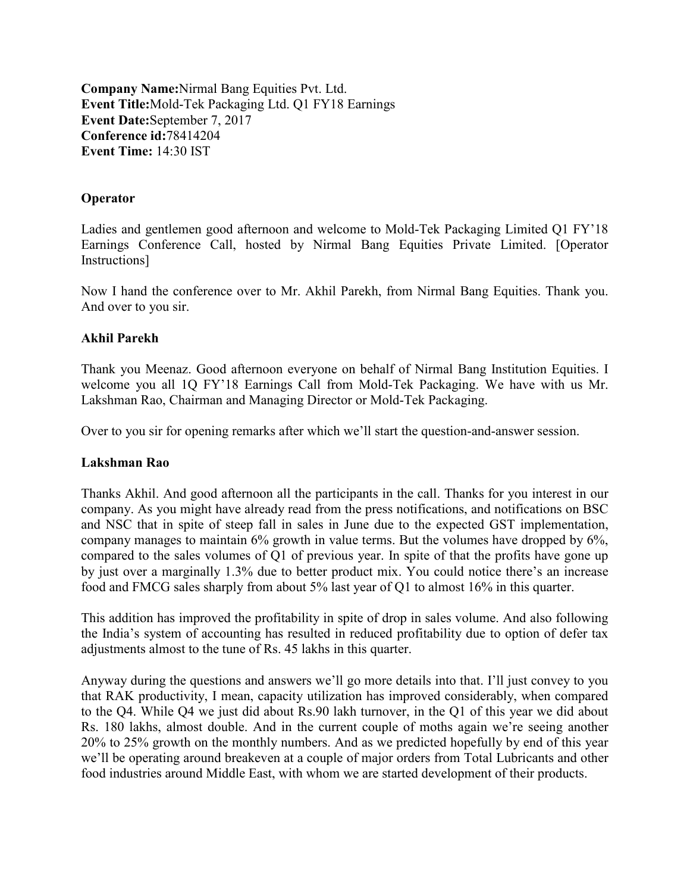**Company Name:**Nirmal Bang Equities Pvt. Ltd.
**Event Title:**Mold-Tek Packaging Ltd. Q1 FY18 Earnings
**Event Date:**September 7, 2017
**Conference id:**78414204
**Event Time:** 14:30 IST

**Operator**

Ladies and gentlemen good afternoon and welcome to Mold-Tek Packaging Limited Q1 FY'18 Earnings Conference Call, hosted by Nirmal Bang Equities Private Limited. [Operator Instructions]

Now I hand the conference over to Mr. Akhil Parekh, from Nirmal Bang Equities. Thank you. And over to you sir.

**Akhil Parekh**

Thank you Meenaz. Good afternoon everyone on behalf of Nirmal Bang Institution Equities. I welcome you all 1Q FY'18 Earnings Call from Mold-Tek Packaging. We have with us Mr. Lakshman Rao, Chairman and Managing Director or Mold-Tek Packaging.

Over to you sir for opening remarks after which we'll start the question-and-answer session.

**Lakshman Rao**

Thanks Akhil. And good afternoon all the participants in the call. Thanks for you interest in our company. As you might have already read from the press notifications, and notifications on BSC and NSC that in spite of steep fall in sales in June due to the expected GST implementation, company manages to maintain 6% growth in value terms. But the volumes have dropped by 6%, compared to the sales volumes of Q1 of previous year. In spite of that the profits have gone up by just over a marginally 1.3% due to better product mix. You could notice there's an increase food and FMCG sales sharply from about 5% last year of Q1 to almost 16% in this quarter.

This addition has improved the profitability in spite of drop in sales volume. And also following the India's system of accounting has resulted in reduced profitability due to option of defer tax adjustments almost to the tune of Rs. 45 lakhs in this quarter.

Anyway during the questions and answers we'll go more details into that. I'll just convey to you that RAK productivity, I mean, capacity utilization has improved considerably, when compared to the Q4. While Q4 we just did about Rs.90 lakh turnover, in the Q1 of this year we did about Rs. 180 lakhs, almost double. And in the current couple of moths again we're seeing another 20% to 25% growth on the monthly numbers. And as we predicted hopefully by end of this year we'll be operating around breakeven at a couple of major orders from Total Lubricants and other food industries around Middle East, with whom we are started development of their products.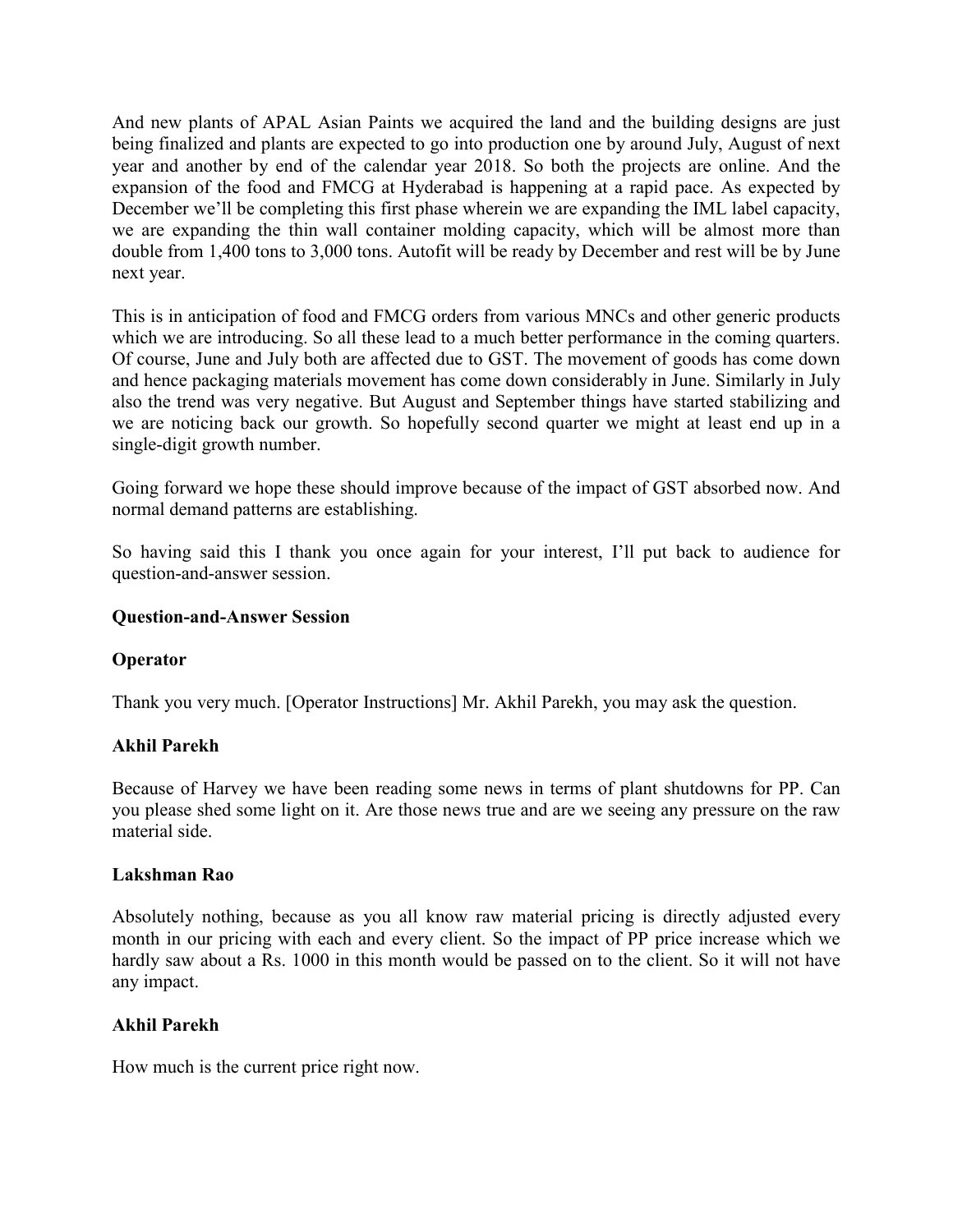And new plants of APAL Asian Paints we acquired the land and the building designs are just being finalized and plants are expected to go into production one by around July, August of next year and another by end of the calendar year 2018. So both the projects are online. And the expansion of the food and FMCG at Hyderabad is happening at a rapid pace. As expected by December we'll be completing this first phase wherein we are expanding the IML label capacity, we are expanding the thin wall container molding capacity, which will be almost more than double from 1,400 tons to 3,000 tons. Autofit will be ready by December and rest will be by June next year.

This is in anticipation of food and FMCG orders from various MNCs and other generic products which we are introducing. So all these lead to a much better performance in the coming quarters. Of course, June and July both are affected due to GST. The movement of goods has come down and hence packaging materials movement has come down considerably in June. Similarly in July also the trend was very negative. But August and September things have started stabilizing and we are noticing back our growth. So hopefully second quarter we might at least end up in a single-digit growth number.

Going forward we hope these should improve because of the impact of GST absorbed now. And normal demand patterns are establishing.

So having said this I thank you once again for your interest, I'll put back to audience for question-and-answer session.

**Question-and-Answer Session**

**Operator**

Thank you very much. [Operator Instructions] Mr. Akhil Parekh, you may ask the question.

**Akhil Parekh**

Because of Harvey we have been reading some news in terms of plant shutdowns for PP. Can you please shed some light on it. Are those news true and are we seeing any pressure on the raw material side.

**Lakshman Rao**

Absolutely nothing, because as you all know raw material pricing is directly adjusted every month in our pricing with each and every client. So the impact of PP price increase which we hardly saw about a Rs. 1000 in this month would be passed on to the client. So it will not have any impact.

**Akhil Parekh**

How much is the current price right now.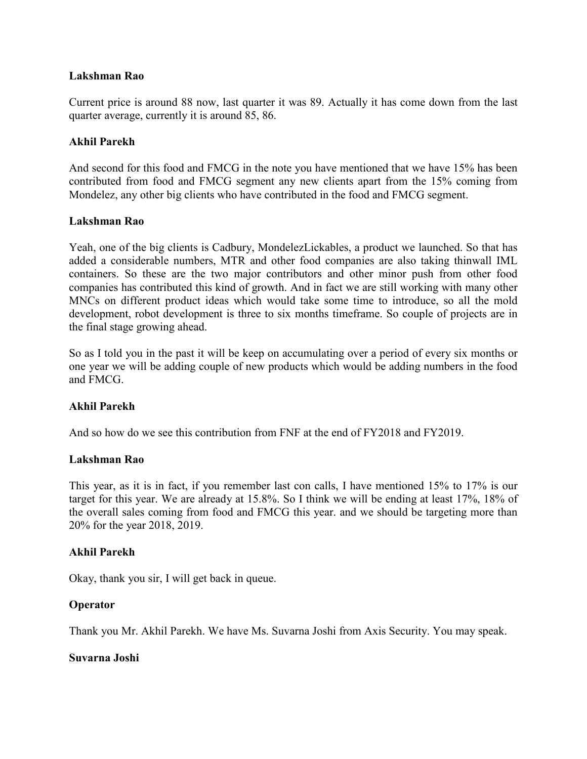**Lakshman Rao**

Current price is around 88 now, last quarter it was 89. Actually it has come down from the last quarter average, currently it is around 85, 86.

**Akhil Parekh**

And second for this food and FMCG in the note you have mentioned that we have 15% has been contributed from food and FMCG segment any new clients apart from the 15% coming from Mondelez, any other big clients who have contributed in the food and FMCG segment.

**Lakshman Rao**

Yeah, one of the big clients is Cadbury, MondelezLickables, a product we launched. So that has added a considerable numbers, MTR and other food companies are also taking thinwall IML containers. So these are the two major contributors and other minor push from other food companies has contributed this kind of growth. And in fact we are still working with many other MNCs on different product ideas which would take some time to introduce, so all the mold development, robot development is three to six months timeframe. So couple of projects are in the final stage growing ahead.

So as I told you in the past it will be keep on accumulating over a period of every six months or one year we will be adding couple of new products which would be adding numbers in the food and FMCG.

**Akhil Parekh**

And so how do we see this contribution from FNF at the end of FY2018 and FY2019.

**Lakshman Rao**

This year, as it is in fact, if you remember last con calls, I have mentioned 15% to 17% is our target for this year. We are already at 15.8%. So I think we will be ending at least 17%, 18% of the overall sales coming from food and FMCG this year. and we should be targeting more than 20% for the year 2018, 2019.

**Akhil Parekh**

Okay, thank you sir, I will get back in queue.

**Operator**

Thank you Mr. Akhil Parekh. We have Ms. Suvarna Joshi from Axis Security. You may speak.

**Suvarna Joshi**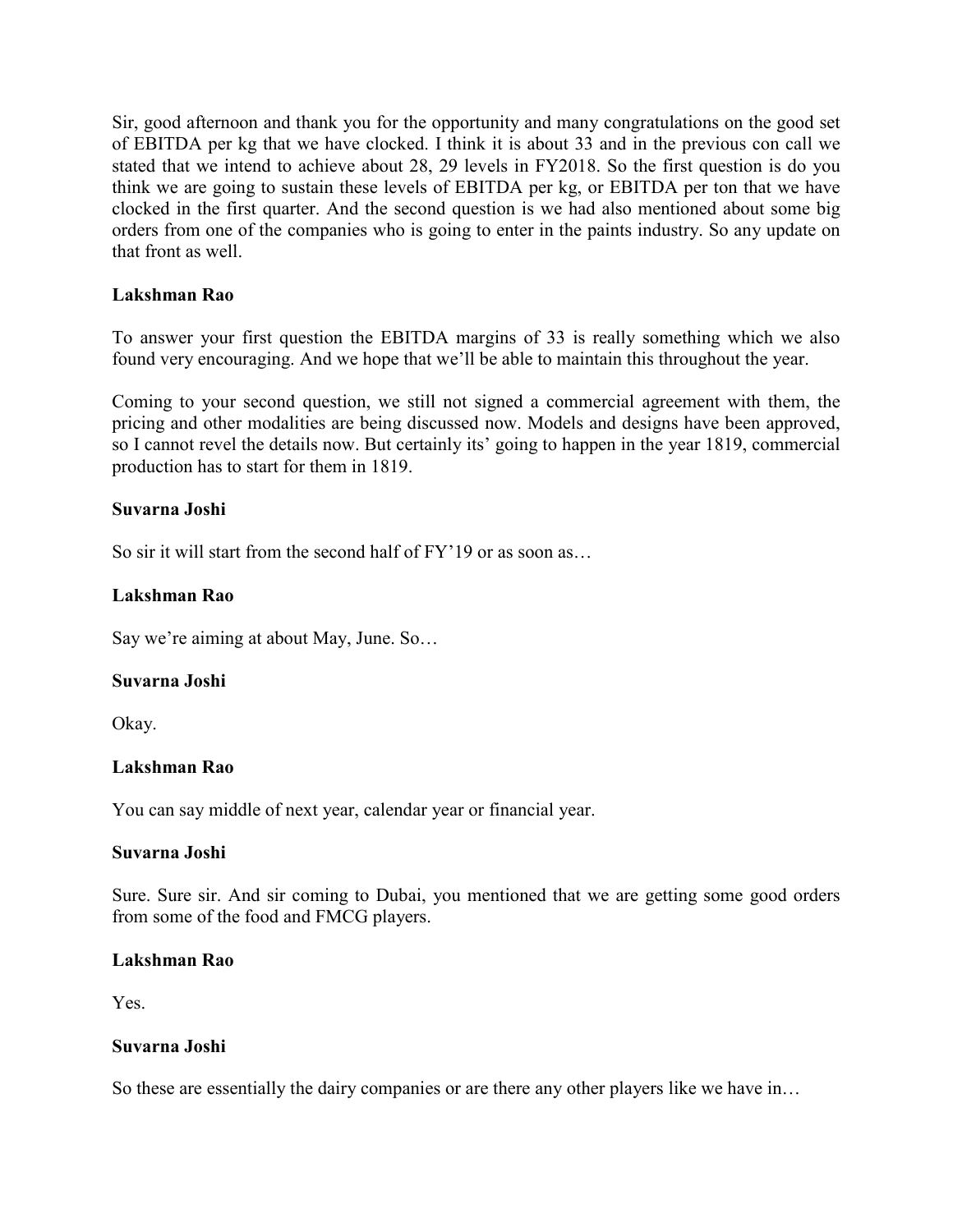Sir, good afternoon and thank you for the opportunity and many congratulations on the good set of EBITDA per kg that we have clocked. I think it is about 33 and in the previous con call we stated that we intend to achieve about 28, 29 levels in FY2018. So the first question is do you think we are going to sustain these levels of EBITDA per kg, or EBITDA per ton that we have clocked in the first quarter. And the second question is we had also mentioned about some big orders from one of the companies who is going to enter in the paints industry. So any update on that front as well.

**Lakshman Rao**

To answer your first question the EBITDA margins of 33 is really something which we also found very encouraging. And we hope that we'll be able to maintain this throughout the year.

Coming to your second question, we still not signed a commercial agreement with them, the pricing and other modalities are being discussed now. Models and designs have been approved, so I cannot revel the details now. But certainly its' going to happen in the year 1819, commercial production has to start for them in 1819.

**Suvarna Joshi**

So sir it will start from the second half of FY'19 or as soon as…

**Lakshman Rao**

Say we're aiming at about May, June. So…

**Suvarna Joshi**

Okay.

**Lakshman Rao**

You can say middle of next year, calendar year or financial year.

**Suvarna Joshi**

Sure. Sure sir. And sir coming to Dubai, you mentioned that we are getting some good orders from some of the food and FMCG players.

**Lakshman Rao**

Yes.

**Suvarna Joshi**

So these are essentially the dairy companies or are there any other players like we have in…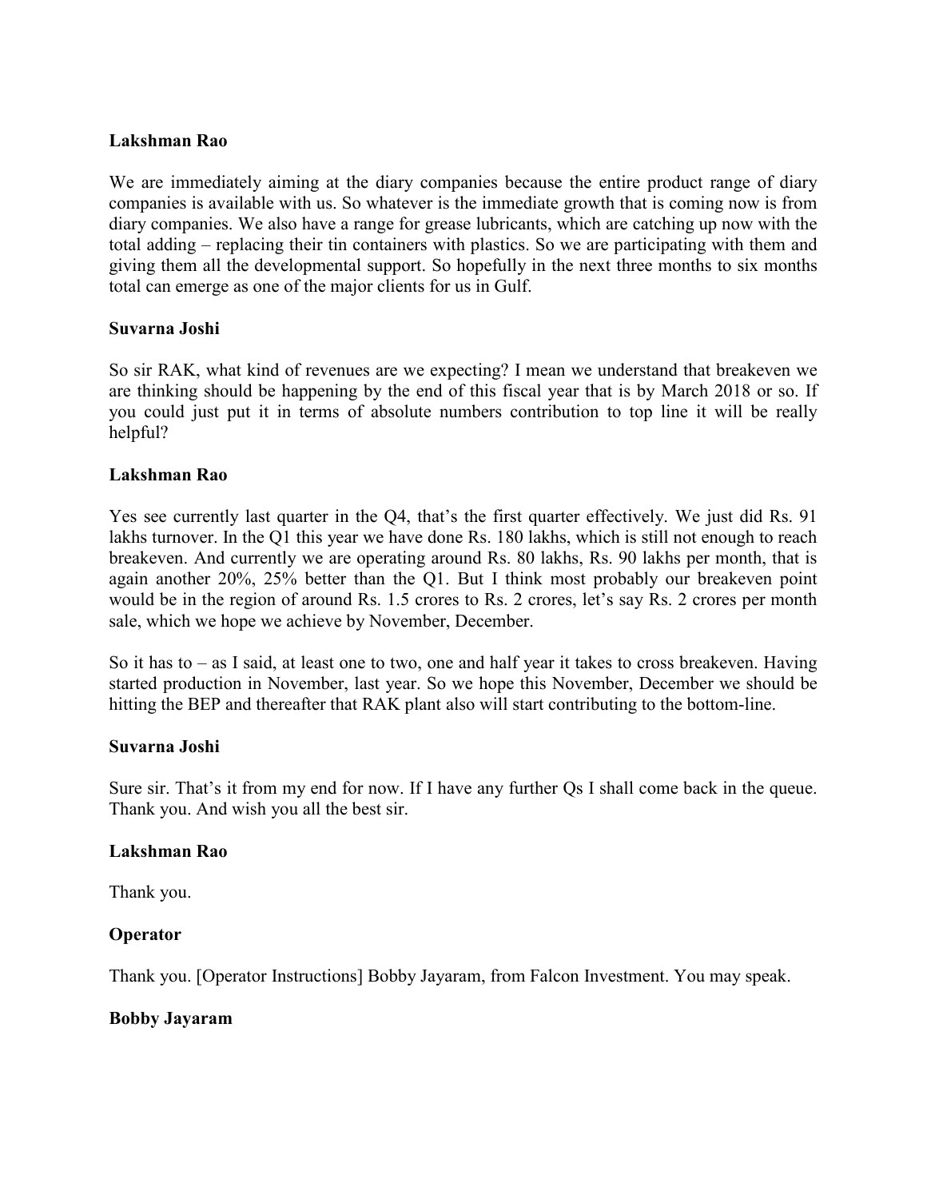**Lakshman Rao**

We are immediately aiming at the diary companies because the entire product range of diary companies is available with us. So whatever is the immediate growth that is coming now is from diary companies. We also have a range for grease lubricants, which are catching up now with the total adding – replacing their tin containers with plastics. So we are participating with them and giving them all the developmental support. So hopefully in the next three months to six months total can emerge as one of the major clients for us in Gulf.

**Suvarna Joshi**

So sir RAK, what kind of revenues are we expecting? I mean we understand that breakeven we are thinking should be happening by the end of this fiscal year that is by March 2018 or so. If you could just put it in terms of absolute numbers contribution to top line it will be really helpful?

**Lakshman Rao**

Yes see currently last quarter in the Q4, that's the first quarter effectively. We just did Rs. 91 lakhs turnover. In the Q1 this year we have done Rs. 180 lakhs, which is still not enough to reach breakeven. And currently we are operating around Rs. 80 lakhs, Rs. 90 lakhs per month, that is again another 20%, 25% better than the Q1. But I think most probably our breakeven point would be in the region of around Rs. 1.5 crores to Rs. 2 crores, let's say Rs. 2 crores per month sale, which we hope we achieve by November, December.

So it has to – as I said, at least one to two, one and half year it takes to cross breakeven. Having started production in November, last year. So we hope this November, December we should be hitting the BEP and thereafter that RAK plant also will start contributing to the bottom-line.

**Suvarna Joshi**

Sure sir. That's it from my end for now. If I have any further Qs I shall come back in the queue. Thank you. And wish you all the best sir.

**Lakshman Rao**

Thank you.

**Operator**

Thank you. [Operator Instructions] Bobby Jayaram, from Falcon Investment. You may speak.

**Bobby Jayaram**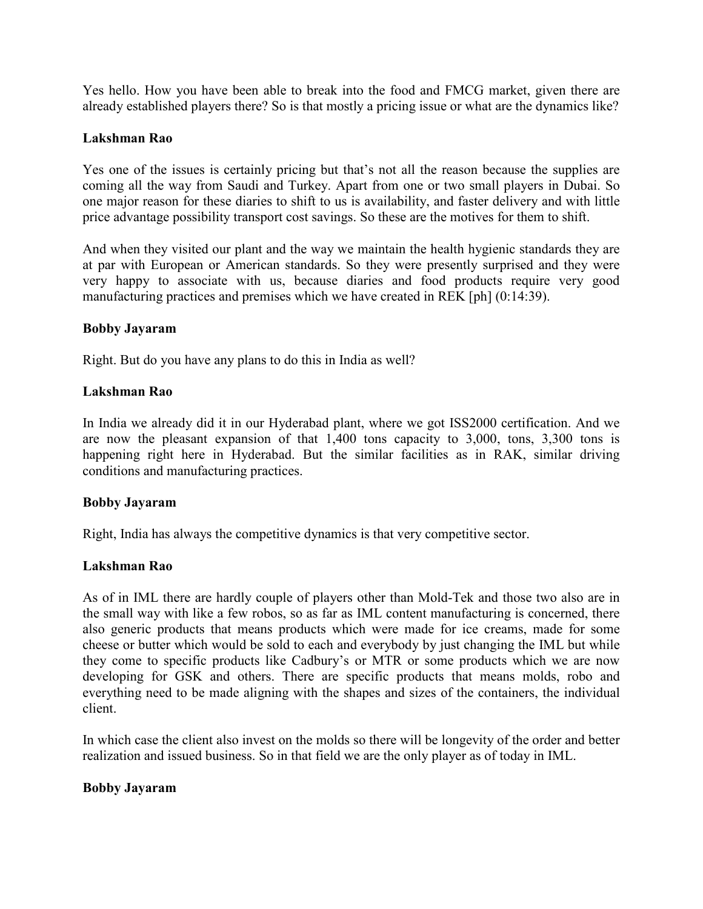Yes hello. How you have been able to break into the food and FMCG market, given there are already established players there? So is that mostly a pricing issue or what are the dynamics like?

**Lakshman Rao**

Yes one of the issues is certainly pricing but that's not all the reason because the supplies are coming all the way from Saudi and Turkey. Apart from one or two small players in Dubai. So one major reason for these diaries to shift to us is availability, and faster delivery and with little price advantage possibility transport cost savings. So these are the motives for them to shift.

And when they visited our plant and the way we maintain the health hygienic standards they are at par with European or American standards. So they were presently surprised and they were very happy to associate with us, because diaries and food products require very good manufacturing practices and premises which we have created in REK [ph] (0:14:39).

**Bobby Jayaram**

Right. But do you have any plans to do this in India as well?

**Lakshman Rao**

In India we already did it in our Hyderabad plant, where we got ISS2000 certification. And we are now the pleasant expansion of that 1,400 tons capacity to 3,000, tons, 3,300 tons is happening right here in Hyderabad. But the similar facilities as in RAK, similar driving conditions and manufacturing practices.

**Bobby Jayaram**

Right, India has always the competitive dynamics is that very competitive sector.

**Lakshman Rao**

As of in IML there are hardly couple of players other than Mold-Tek and those two also are in the small way with like a few robos, so as far as IML content manufacturing is concerned, there also generic products that means products which were made for ice creams, made for some cheese or butter which would be sold to each and everybody by just changing the IML but while they come to specific products like Cadbury's or MTR or some products which we are now developing for GSK and others. There are specific products that means molds, robo and everything need to be made aligning with the shapes and sizes of the containers, the individual client.

In which case the client also invest on the molds so there will be longevity of the order and better realization and issued business. So in that field we are the only player as of today in IML.

**Bobby Jayaram**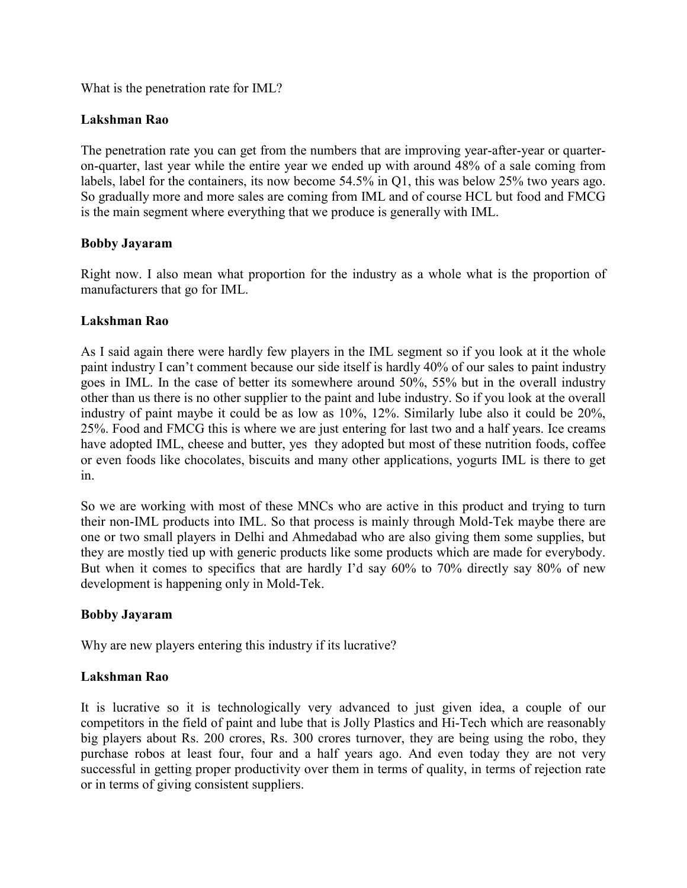What is the penetration rate for IML?

**Lakshman Rao**

The penetration rate you can get from the numbers that are improving year-after-year or quarter-on-quarter, last year while the entire year we ended up with around 48% of a sale coming from labels, label for the containers, its now become 54.5% in Q1, this was below 25% two years ago. So gradually more and more sales are coming from IML and of course HCL but food and FMCG is the main segment where everything that we produce is generally with IML.

**Bobby Jayaram**

Right now. I also mean what proportion for the industry as a whole what is the proportion of manufacturers that go for IML.

**Lakshman Rao**

As I said again there were hardly few players in the IML segment so if you look at it the whole paint industry I can't comment because our side itself is hardly 40% of our sales to paint industry goes in IML. In the case of better its somewhere around 50%, 55% but in the overall industry other than us there is no other supplier to the paint and lube industry. So if you look at the overall industry of paint maybe it could be as low as 10%, 12%. Similarly lube also it could be 20%, 25%. Food and FMCG this is where we are just entering for last two and a half years. Ice creams have adopted IML, cheese and butter, yes they adopted but most of these nutrition foods, coffee or even foods like chocolates, biscuits and many other applications, yogurts IML is there to get in.

So we are working with most of these MNCs who are active in this product and trying to turn their non-IML products into IML. So that process is mainly through Mold-Tek maybe there are one or two small players in Delhi and Ahmedabad who are also giving them some supplies, but they are mostly tied up with generic products like some products which are made for everybody. But when it comes to specifics that are hardly I'd say 60% to 70% directly say 80% of new development is happening only in Mold-Tek.

**Bobby Jayaram**

Why are new players entering this industry if its lucrative?

**Lakshman Rao**

It is lucrative so it is technologically very advanced to just given idea, a couple of our competitors in the field of paint and lube that is Jolly Plastics and Hi-Tech which are reasonably big players about Rs. 200 crores, Rs. 300 crores turnover, they are being using the robo, they purchase robos at least four, four and a half years ago. And even today they are not very successful in getting proper productivity over them in terms of quality, in terms of rejection rate or in terms of giving consistent suppliers.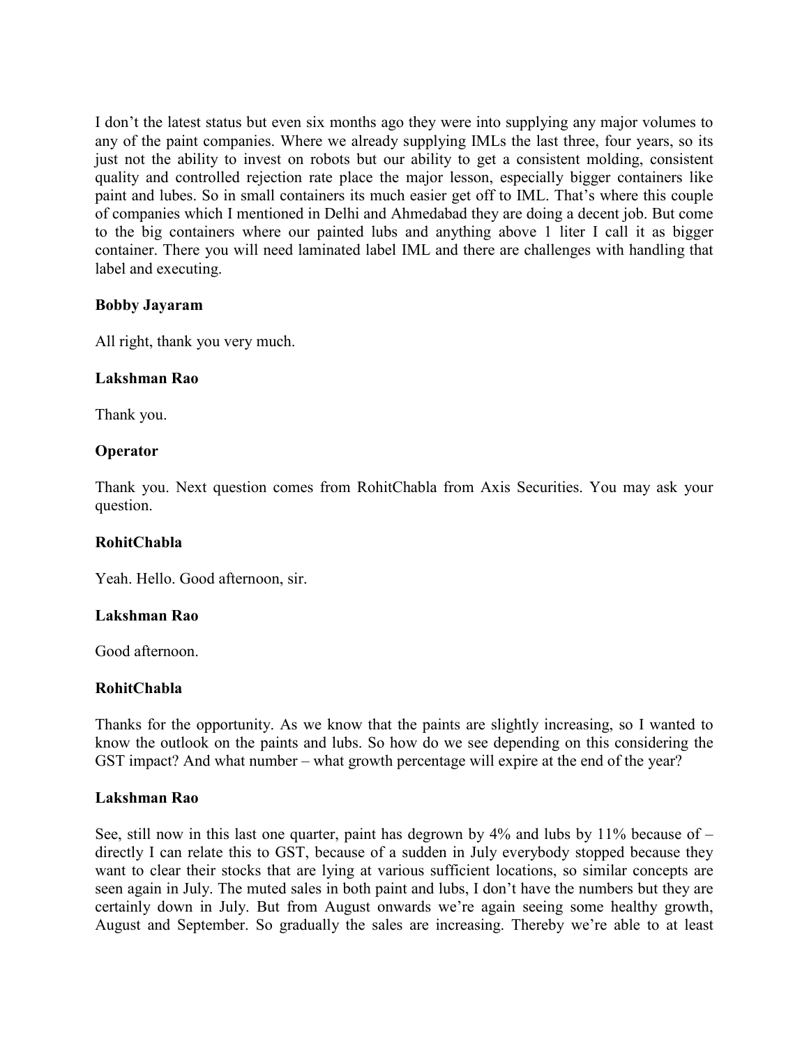I don't the latest status but even six months ago they were into supplying any major volumes to any of the paint companies. Where we already supplying IMLs the last three, four years, so its just not the ability to invest on robots but our ability to get a consistent molding, consistent quality and controlled rejection rate place the major lesson, especially bigger containers like paint and lubes. So in small containers its much easier get off to IML. That's where this couple of companies which I mentioned in Delhi and Ahmedabad they are doing a decent job. But come to the big containers where our painted lubs and anything above 1 liter I call it as bigger container. There you will need laminated label IML and there are challenges with handling that label and executing.

**Bobby Jayaram**

All right, thank you very much.

**Lakshman Rao**

Thank you.

**Operator**

Thank you. Next question comes from RohitChabla from Axis Securities. You may ask your question.

**RohitChabla**

Yeah. Hello. Good afternoon, sir.

**Lakshman Rao**

Good afternoon.

**RohitChabla**

Thanks for the opportunity. As we know that the paints are slightly increasing, so I wanted to know the outlook on the paints and lubs. So how do we see depending on this considering the GST impact? And what number – what growth percentage will expire at the end of the year?

**Lakshman Rao**

See, still now in this last one quarter, paint has degrown by 4% and lubs by 11% because of – directly I can relate this to GST, because of a sudden in July everybody stopped because they want to clear their stocks that are lying at various sufficient locations, so similar concepts are seen again in July. The muted sales in both paint and lubs, I don't have the numbers but they are certainly down in July. But from August onwards we're again seeing some healthy growth, August and September. So gradually the sales are increasing. Thereby we're able to at least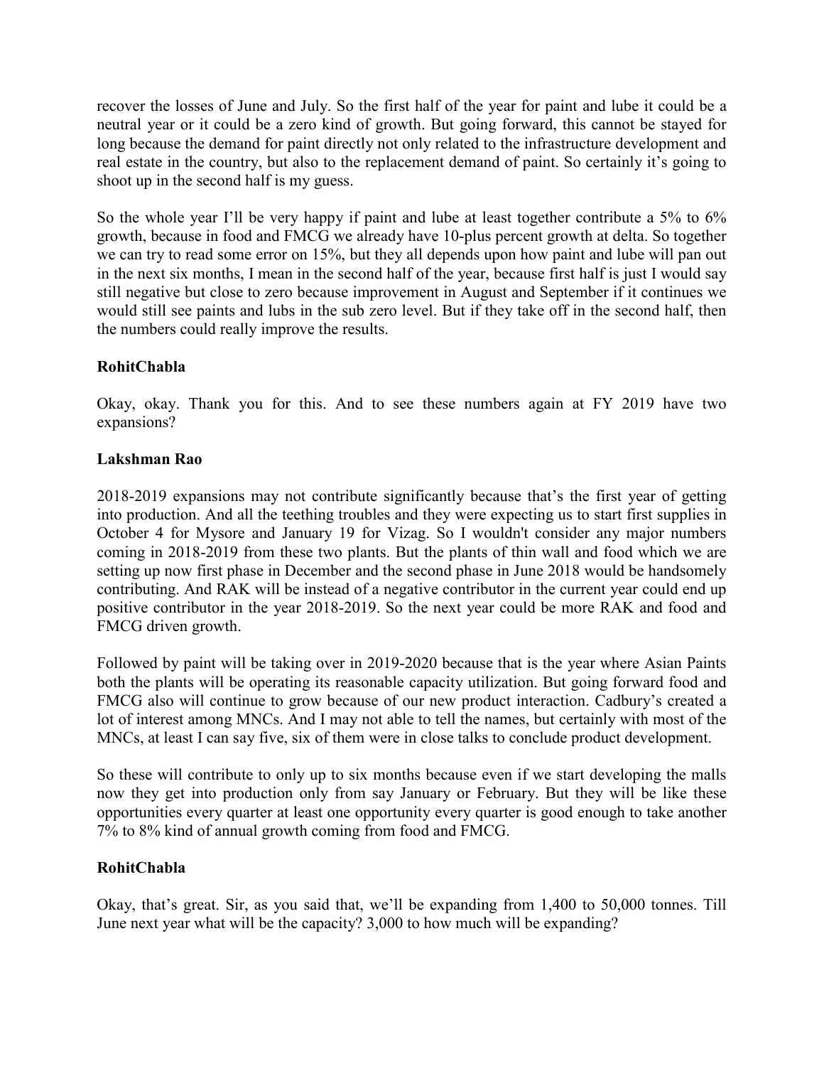recover the losses of June and July. So the first half of the year for paint and lube it could be a neutral year or it could be a zero kind of growth. But going forward, this cannot be stayed for long because the demand for paint directly not only related to the infrastructure development and real estate in the country, but also to the replacement demand of paint. So certainly it's going to shoot up in the second half is my guess.

So the whole year I'll be very happy if paint and lube at least together contribute a 5% to 6% growth, because in food and FMCG we already have 10-plus percent growth at delta. So together we can try to read some error on 15%, but they all depends upon how paint and lube will pan out in the next six months, I mean in the second half of the year, because first half is just I would say still negative but close to zero because improvement in August and September if it continues we would still see paints and lubs in the sub zero level. But if they take off in the second half, then the numbers could really improve the results.

**RohitChabla**

Okay, okay. Thank you for this. And to see these numbers again at FY 2019 have two expansions?

**Lakshman Rao**

2018-2019 expansions may not contribute significantly because that's the first year of getting into production. And all the teething troubles and they were expecting us to start first supplies in October 4 for Mysore and January 19 for Vizag. So I wouldn't consider any major numbers coming in 2018-2019 from these two plants. But the plants of thin wall and food which we are setting up now first phase in December and the second phase in June 2018 would be handsomely contributing. And RAK will be instead of a negative contributor in the current year could end up positive contributor in the year 2018-2019. So the next year could be more RAK and food and FMCG driven growth.

Followed by paint will be taking over in 2019-2020 because that is the year where Asian Paints both the plants will be operating its reasonable capacity utilization. But going forward food and FMCG also will continue to grow because of our new product interaction. Cadbury's created a lot of interest among MNCs. And I may not able to tell the names, but certainly with most of the MNCs, at least I can say five, six of them were in close talks to conclude product development.

So these will contribute to only up to six months because even if we start developing the malls now they get into production only from say January or February. But they will be like these opportunities every quarter at least one opportunity every quarter is good enough to take another 7% to 8% kind of annual growth coming from food and FMCG.

**RohitChabla**

Okay, that's great. Sir, as you said that, we'll be expanding from 1,400 to 50,000 tonnes. Till June next year what will be the capacity? 3,000 to how much will be expanding?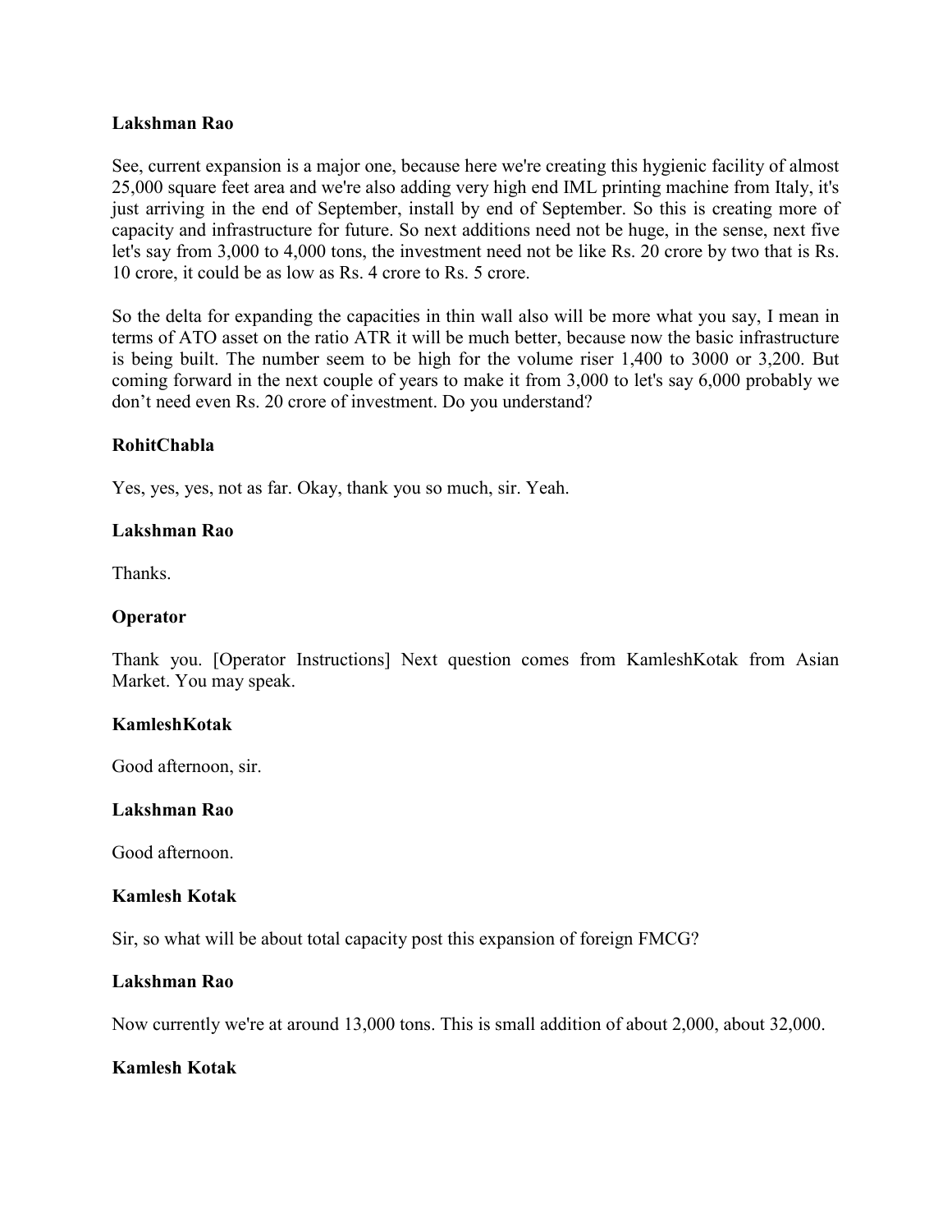**Lakshman Rao**

See, current expansion is a major one, because here we're creating this hygienic facility of almost 25,000 square feet area and we're also adding very high end IML printing machine from Italy, it's just arriving in the end of September, install by end of September. So this is creating more of capacity and infrastructure for future. So next additions need not be huge, in the sense, next five let's say from 3,000 to 4,000 tons, the investment need not be like Rs. 20 crore by two that is Rs. 10 crore, it could be as low as Rs. 4 crore to Rs. 5 crore.

So the delta for expanding the capacities in thin wall also will be more what you say, I mean in terms of ATO asset on the ratio ATR it will be much better, because now the basic infrastructure is being built. The number seem to be high for the volume riser 1,400 to 3000 or 3,200. But coming forward in the next couple of years to make it from 3,000 to let's say 6,000 probably we don't need even Rs. 20 crore of investment. Do you understand?

**RohitChabla**

Yes, yes, yes, not as far. Okay, thank you so much, sir. Yeah.

**Lakshman Rao**

Thanks.

**Operator**

Thank you. [Operator Instructions] Next question comes from KamleshKotak from Asian Market. You may speak.

**KamleshKotak**

Good afternoon, sir.

**Lakshman Rao**

Good afternoon.

**Kamlesh Kotak**

Sir, so what will be about total capacity post this expansion of foreign FMCG?

**Lakshman Rao**

Now currently we're at around 13,000 tons. This is small addition of about 2,000, about 32,000.

**Kamlesh Kotak**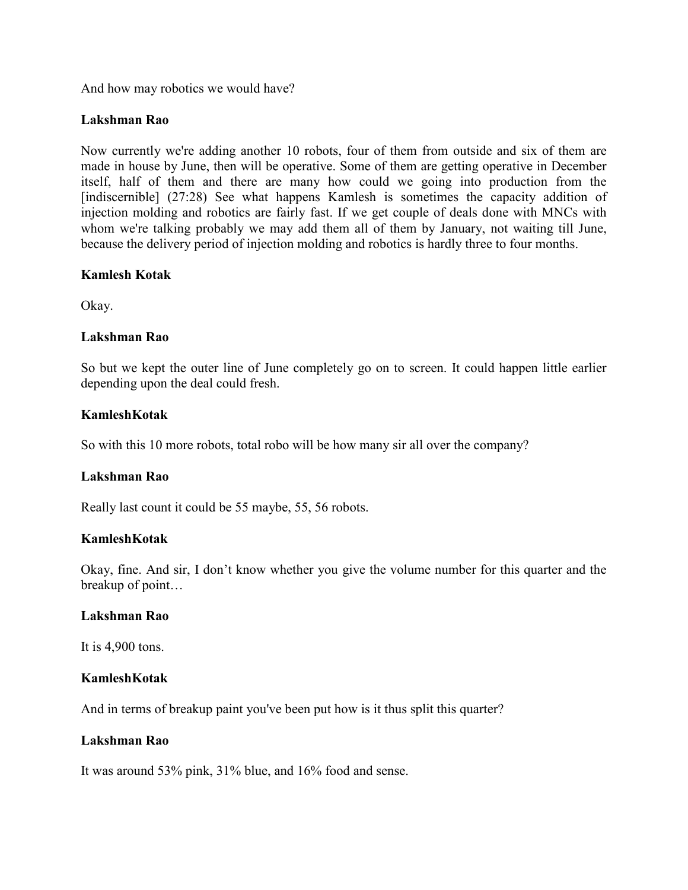And how may robotics we would have?

**Lakshman Rao**

Now currently we're adding another 10 robots, four of them from outside and six of them are made in house by June, then will be operative. Some of them are getting operative in December itself, half of them and there are many how could we going into production from the [indiscernible] (27:28) See what happens Kamlesh is sometimes the capacity addition of injection molding and robotics are fairly fast. If we get couple of deals done with MNCs with whom we're talking probably we may add them all of them by January, not waiting till June, because the delivery period of injection molding and robotics is hardly three to four months.

**Kamlesh Kotak**

Okay.

**Lakshman Rao**

So but we kept the outer line of June completely go on to screen. It could happen little earlier depending upon the deal could fresh.

**KamleshKotak**

So with this 10 more robots, total robo will be how many sir all over the company?

**Lakshman Rao**

Really last count it could be 55 maybe, 55, 56 robots.

**KamleshKotak**

Okay, fine. And sir, I don't know whether you give the volume number for this quarter and the breakup of point…

**Lakshman Rao**

It is 4,900 tons.

**KamleshKotak**

And in terms of breakup paint you've been put how is it thus split this quarter?

**Lakshman Rao**

It was around 53% pink, 31% blue, and 16% food and sense.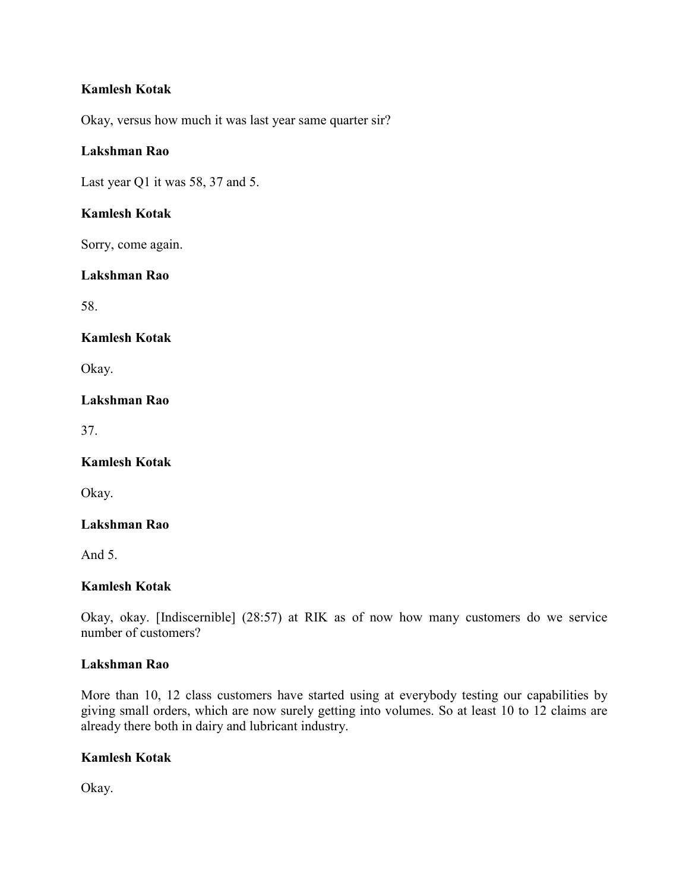**Kamlesh Kotak**

Okay, versus how much it was last year same quarter sir?

**Lakshman Rao**

Last year Q1 it was 58, 37 and 5.

**Kamlesh Kotak**

Sorry, come again.

**Lakshman Rao**

58.

**Kamlesh Kotak**

Okay.

**Lakshman Rao**

37.

**Kamlesh Kotak**

Okay.

**Lakshman Rao**

And 5.

**Kamlesh Kotak**

Okay, okay. [Indiscernible] (28:57) at RIK as of now how many customers do we service number of customers?

**Lakshman Rao**

More than 10, 12 class customers have started using at everybody testing our capabilities by giving small orders, which are now surely getting into volumes. So at least 10 to 12 claims are already there both in dairy and lubricant industry.

**Kamlesh Kotak**

Okay.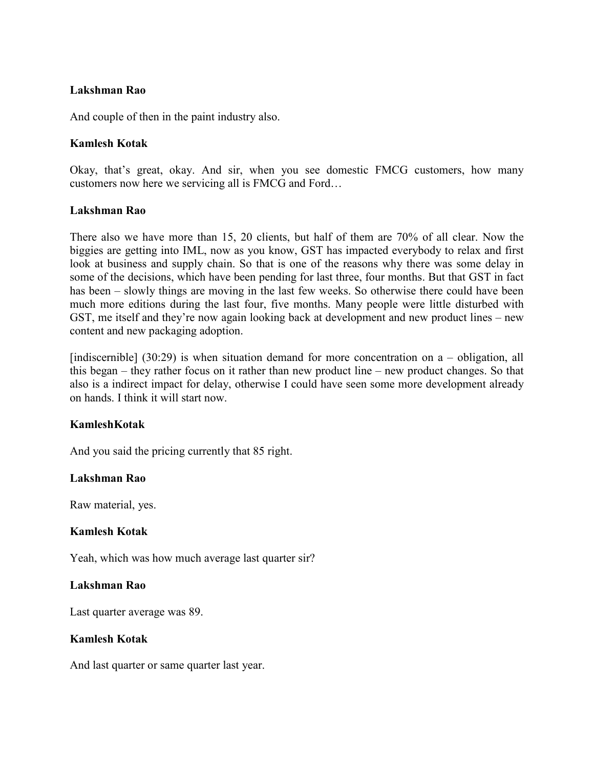**Lakshman Rao**

And couple of then in the paint industry also.

**Kamlesh Kotak**

Okay, that's great, okay. And sir, when you see domestic FMCG customers, how many customers now here we servicing all is FMCG and Ford…

**Lakshman Rao**

There also we have more than 15, 20 clients, but half of them are 70% of all clear. Now the biggies are getting into IML, now as you know, GST has impacted everybody to relax and first look at business and supply chain. So that is one of the reasons why there was some delay in some of the decisions, which have been pending for last three, four months. But that GST in fact has been – slowly things are moving in the last few weeks. So otherwise there could have been much more editions during the last four, five months. Many people were little disturbed with GST, me itself and they're now again looking back at development and new product lines – new content and new packaging adoption.

[indiscernible] (30:29) is when situation demand for more concentration on a – obligation, all this began – they rather focus on it rather than new product line – new product changes. So that also is a indirect impact for delay, otherwise I could have seen some more development already on hands. I think it will start now.

**KamleshKotak**

And you said the pricing currently that 85 right.

**Lakshman Rao**

Raw material, yes.

**Kamlesh Kotak**

Yeah, which was how much average last quarter sir?

**Lakshman Rao**

Last quarter average was 89.

**Kamlesh Kotak**

And last quarter or same quarter last year.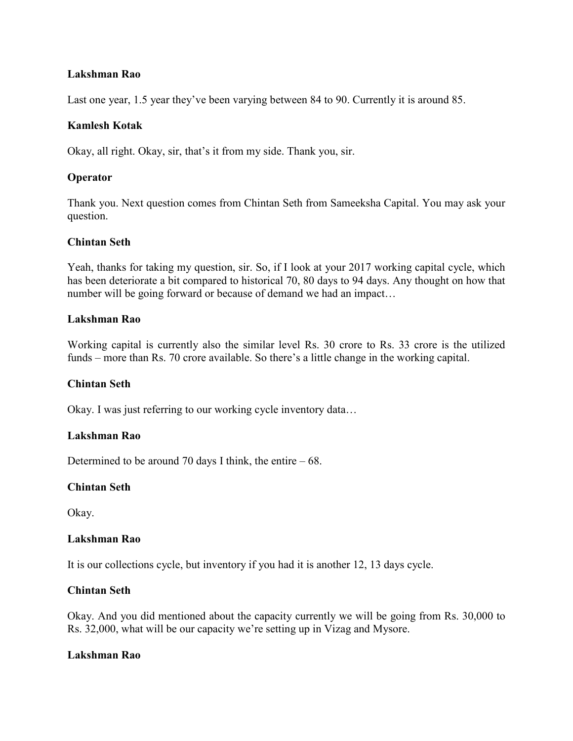**Lakshman Rao**

Last one year, 1.5 year they've been varying between 84 to 90. Currently it is around 85.

**Kamlesh Kotak**

Okay, all right. Okay, sir, that's it from my side. Thank you, sir.

**Operator**

Thank you. Next question comes from Chintan Seth from Sameeksha Capital. You may ask your question.

**Chintan Seth**

Yeah, thanks for taking my question, sir. So, if I look at your 2017 working capital cycle, which has been deteriorate a bit compared to historical 70, 80 days to 94 days. Any thought on how that number will be going forward or because of demand we had an impact…

**Lakshman Rao**

Working capital is currently also the similar level Rs. 30 crore to Rs. 33 crore is the utilized funds – more than Rs. 70 crore available. So there's a little change in the working capital.

**Chintan Seth**

Okay. I was just referring to our working cycle inventory data…

**Lakshman Rao**

Determined to be around 70 days I think, the entire – 68.

**Chintan Seth**

Okay.

**Lakshman Rao**

It is our collections cycle, but inventory if you had it is another 12, 13 days cycle.

**Chintan Seth**

Okay. And you did mentioned about the capacity currently we will be going from Rs. 30,000 to Rs. 32,000, what will be our capacity we're setting up in Vizag and Mysore.

**Lakshman Rao**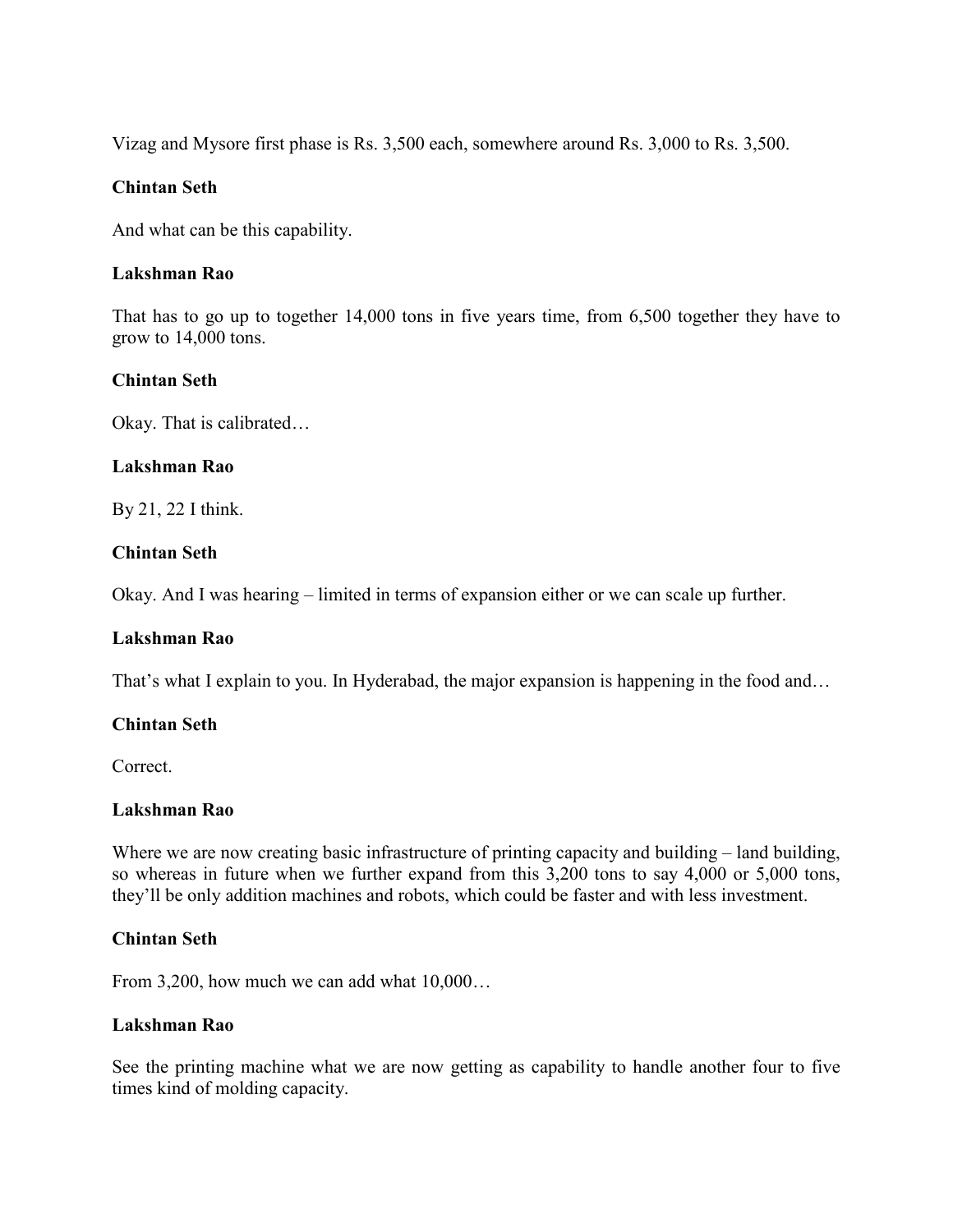Vizag and Mysore first phase is Rs. 3,500 each, somewhere around Rs. 3,000 to Rs. 3,500.

**Chintan Seth**

And what can be this capability.

**Lakshman Rao**

That has to go up to together 14,000 tons in five years time, from 6,500 together they have to grow to 14,000 tons.

**Chintan Seth**

Okay. That is calibrated…

**Lakshman Rao**

By 21, 22 I think.

**Chintan Seth**

Okay. And I was hearing – limited in terms of expansion either or we can scale up further.

**Lakshman Rao**

That's what I explain to you. In Hyderabad, the major expansion is happening in the food and…

**Chintan Seth**

Correct.

**Lakshman Rao**

Where we are now creating basic infrastructure of printing capacity and building – land building, so whereas in future when we further expand from this 3,200 tons to say 4,000 or 5,000 tons, they'll be only addition machines and robots, which could be faster and with less investment.

**Chintan Seth**

From 3,200, how much we can add what 10,000…

**Lakshman Rao**

See the printing machine what we are now getting as capability to handle another four to five times kind of molding capacity.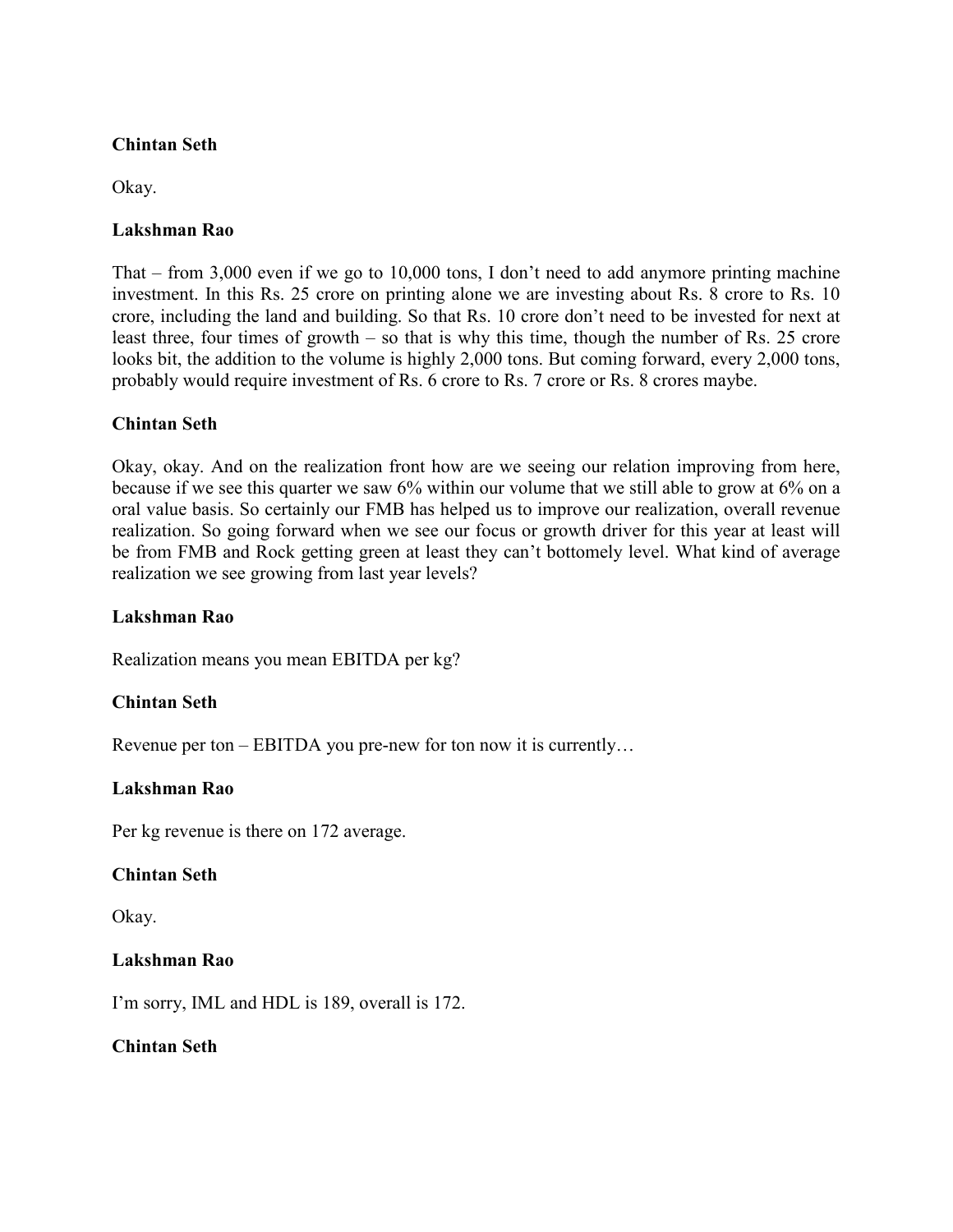**Chintan Seth**

Okay.

**Lakshman Rao**

That – from 3,000 even if we go to 10,000 tons, I don't need to add anymore printing machine investment. In this Rs. 25 crore on printing alone we are investing about Rs. 8 crore to Rs. 10 crore, including the land and building. So that Rs. 10 crore don't need to be invested for next at least three, four times of growth – so that is why this time, though the number of Rs. 25 crore looks bit, the addition to the volume is highly 2,000 tons. But coming forward, every 2,000 tons, probably would require investment of Rs. 6 crore to Rs. 7 crore or Rs. 8 crores maybe.

**Chintan Seth**

Okay, okay. And on the realization front how are we seeing our relation improving from here, because if we see this quarter we saw 6% within our volume that we still able to grow at 6% on a oral value basis. So certainly our FMB has helped us to improve our realization, overall revenue realization. So going forward when we see our focus or growth driver for this year at least will be from FMB and Rock getting green at least they can't bottomely level. What kind of average realization we see growing from last year levels?

**Lakshman Rao**

Realization means you mean EBITDA per kg?

**Chintan Seth**

Revenue per ton – EBITDA you pre-new for ton now it is currently…

**Lakshman Rao**

Per kg revenue is there on 172 average.

**Chintan Seth**

Okay.

**Lakshman Rao**

I'm sorry, IML and HDL is 189, overall is 172.

**Chintan Seth**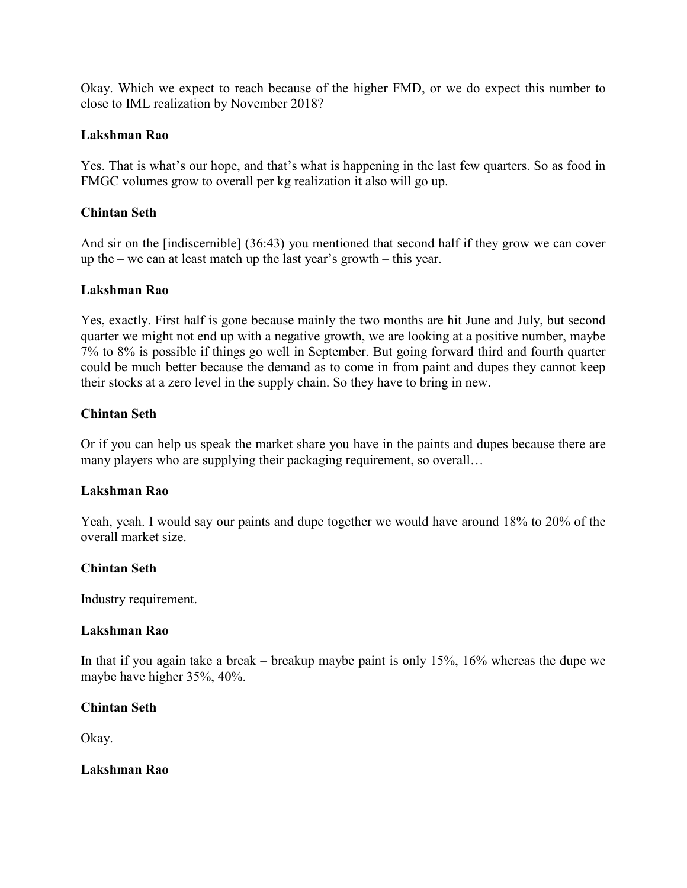Okay. Which we expect to reach because of the higher FMD, or we do expect this number to close to IML realization by November 2018?

**Lakshman Rao**

Yes. That is what's our hope, and that's what is happening in the last few quarters. So as food in FMGC volumes grow to overall per kg realization it also will go up.

**Chintan Seth**

And sir on the [indiscernible] (36:43) you mentioned that second half if they grow we can cover up the – we can at least match up the last year's growth – this year.

**Lakshman Rao**

Yes, exactly. First half is gone because mainly the two months are hit June and July, but second quarter we might not end up with a negative growth, we are looking at a positive number, maybe 7% to 8% is possible if things go well in September. But going forward third and fourth quarter could be much better because the demand as to come in from paint and dupes they cannot keep their stocks at a zero level in the supply chain. So they have to bring in new.

**Chintan Seth**

Or if you can help us speak the market share you have in the paints and dupes because there are many players who are supplying their packaging requirement, so overall…

**Lakshman Rao**

Yeah, yeah. I would say our paints and dupe together we would have around 18% to 20% of the overall market size.

**Chintan Seth**

Industry requirement.

**Lakshman Rao**

In that if you again take a break – breakup maybe paint is only 15%, 16% whereas the dupe we maybe have higher 35%, 40%.

**Chintan Seth**

Okay.

**Lakshman Rao**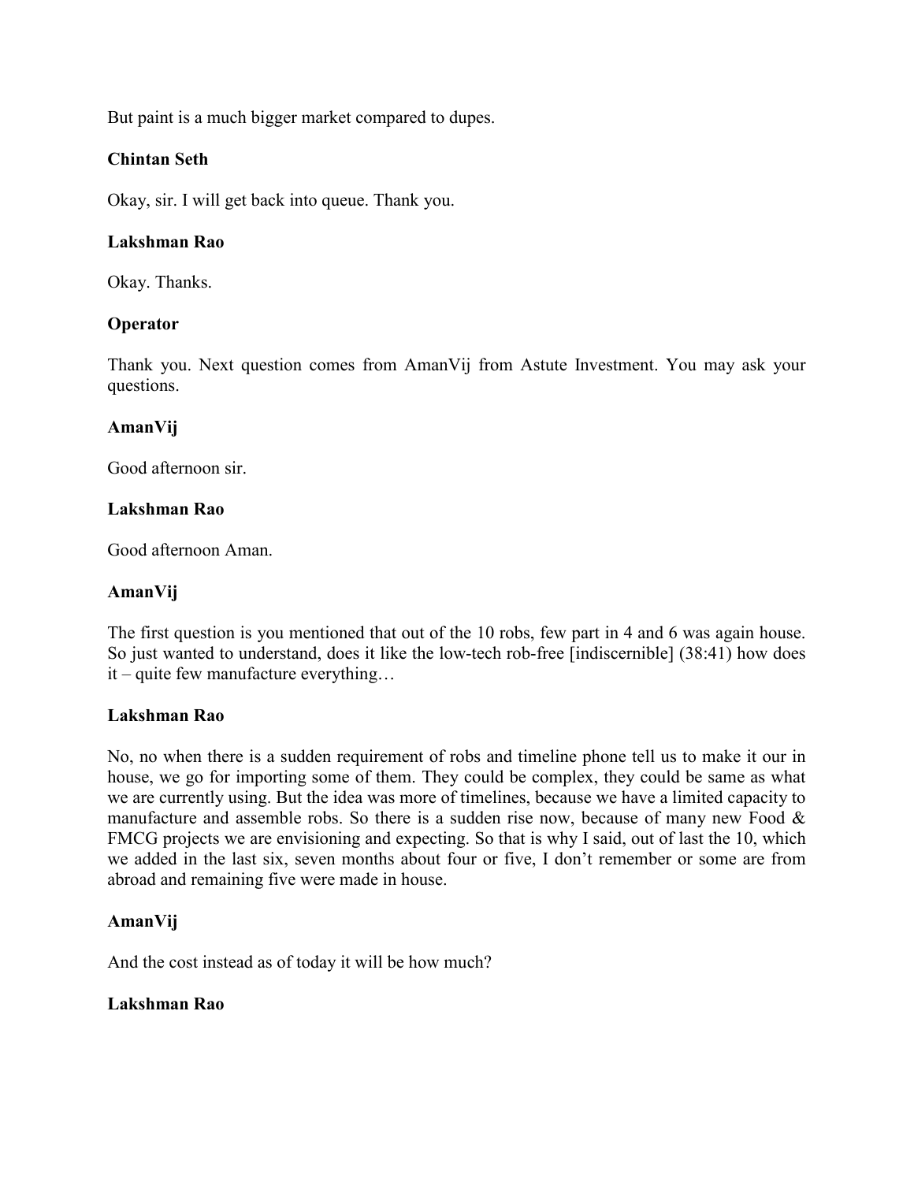But paint is a much bigger market compared to dupes.

**Chintan Seth**

Okay, sir. I will get back into queue. Thank you.

**Lakshman Rao**

Okay. Thanks.

**Operator**

Thank you. Next question comes from AmanVij from Astute Investment. You may ask your questions.

**AmanVij**

Good afternoon sir.

**Lakshman Rao**

Good afternoon Aman.

**AmanVij**

The first question is you mentioned that out of the 10 robs, few part in 4 and 6 was again house. So just wanted to understand, does it like the low-tech rob-free [indiscernible] (38:41) how does it – quite few manufacture everything…

**Lakshman Rao**

No, no when there is a sudden requirement of robs and timeline phone tell us to make it our in house, we go for importing some of them. They could be complex, they could be same as what we are currently using. But the idea was more of timelines, because we have a limited capacity to manufacture and assemble robs. So there is a sudden rise now, because of many new Food & FMCG projects we are envisioning and expecting. So that is why I said, out of last the 10, which we added in the last six, seven months about four or five, I don't remember or some are from abroad and remaining five were made in house.

**AmanVij**

And the cost instead as of today it will be how much?

**Lakshman Rao**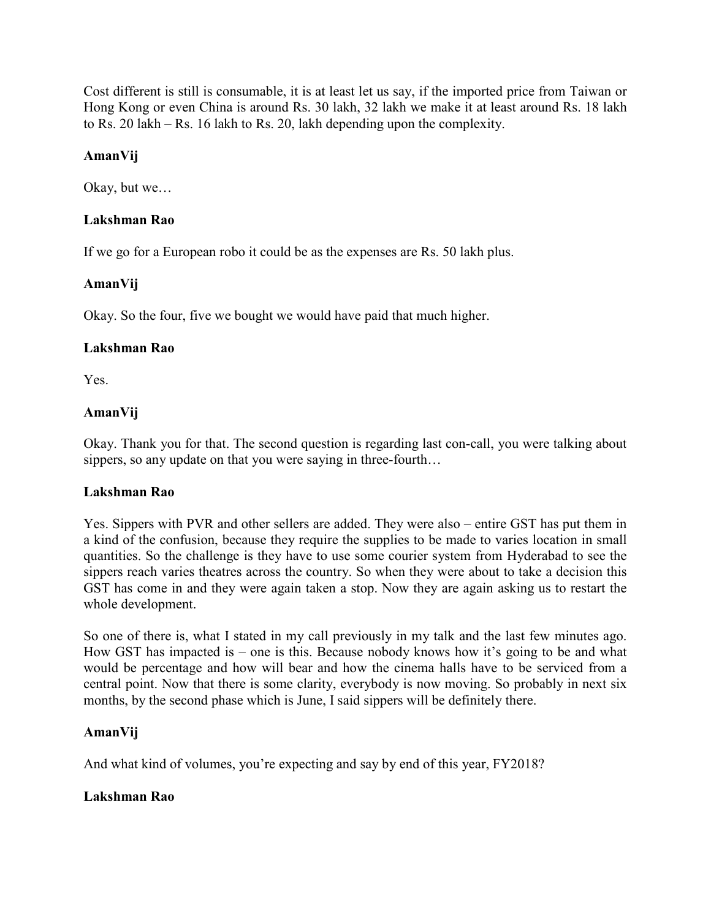Cost different is still is consumable, it is at least let us say, if the imported price from Taiwan or Hong Kong or even China is around Rs. 30 lakh, 32 lakh we make it at least around Rs. 18 lakh to Rs. 20 lakh – Rs. 16 lakh to Rs. 20, lakh depending upon the complexity.

**AmanVij**

Okay, but we…

**Lakshman Rao**

If we go for a European robo it could be as the expenses are Rs. 50 lakh plus.

**AmanVij**

Okay. So the four, five we bought we would have paid that much higher.

**Lakshman Rao**

Yes.

**AmanVij**

Okay. Thank you for that. The second question is regarding last con-call, you were talking about sippers, so any update on that you were saying in three-fourth…

**Lakshman Rao**

Yes. Sippers with PVR and other sellers are added. They were also – entire GST has put them in a kind of the confusion, because they require the supplies to be made to varies location in small quantities. So the challenge is they have to use some courier system from Hyderabad to see the sippers reach varies theatres across the country. So when they were about to take a decision this GST has come in and they were again taken a stop. Now they are again asking us to restart the whole development.

So one of there is, what I stated in my call previously in my talk and the last few minutes ago. How GST has impacted is – one is this. Because nobody knows how it's going to be and what would be percentage and how will bear and how the cinema halls have to be serviced from a central point. Now that there is some clarity, everybody is now moving. So probably in next six months, by the second phase which is June, I said sippers will be definitely there.

**AmanVij**

And what kind of volumes, you're expecting and say by end of this year, FY2018?

**Lakshman Rao**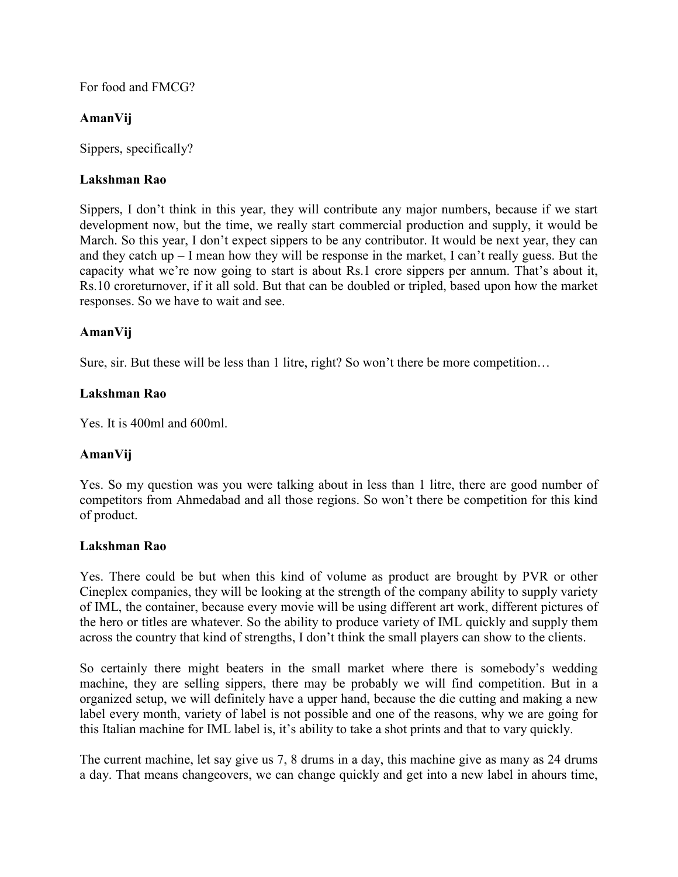For food and FMCG?

**AmanVij**

Sippers, specifically?

**Lakshman Rao**

Sippers, I don't think in this year, they will contribute any major numbers, because if we start development now, but the time, we really start commercial production and supply, it would be March. So this year, I don't expect sippers to be any contributor. It would be next year, they can and they catch up – I mean how they will be response in the market, I can't really guess. But the capacity what we're now going to start is about Rs.1 crore sippers per annum. That's about it, Rs.10 croreturnover, if it all sold. But that can be doubled or tripled, based upon how the market responses. So we have to wait and see.

**AmanVij**

Sure, sir. But these will be less than 1 litre, right? So won't there be more competition…

**Lakshman Rao**

Yes. It is 400ml and 600ml.

**AmanVij**

Yes. So my question was you were talking about in less than 1 litre, there are good number of competitors from Ahmedabad and all those regions. So won't there be competition for this kind of product.

**Lakshman Rao**

Yes. There could be but when this kind of volume as product are brought by PVR or other Cineplex companies, they will be looking at the strength of the company ability to supply variety of IML, the container, because every movie will be using different art work, different pictures of the hero or titles are whatever. So the ability to produce variety of IML quickly and supply them across the country that kind of strengths, I don't think the small players can show to the clients.

So certainly there might beaters in the small market where there is somebody's wedding machine, they are selling sippers, there may be probably we will find competition. But in a organized setup, we will definitely have a upper hand, because the die cutting and making a new label every month, variety of label is not possible and one of the reasons, why we are going for this Italian machine for IML label is, it's ability to take a shot prints and that to vary quickly.

The current machine, let say give us 7, 8 drums in a day, this machine give as many as 24 drums a day. That means changeovers, we can change quickly and get into a new label in ahours time,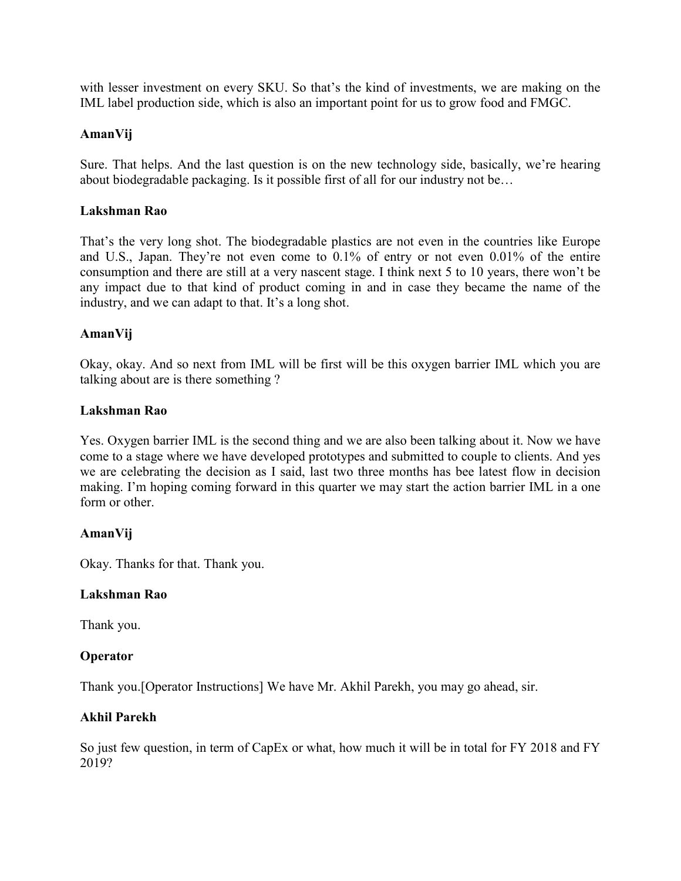with lesser investment on every SKU. So that's the kind of investments, we are making on the IML label production side, which is also an important point for us to grow food and FMGC.

**AmanVij**

Sure. That helps. And the last question is on the new technology side, basically, we're hearing about biodegradable packaging. Is it possible first of all for our industry not be…

**Lakshman Rao**

That's the very long shot. The biodegradable plastics are not even in the countries like Europe and U.S., Japan. They're not even come to 0.1% of entry or not even 0.01% of the entire consumption and there are still at a very nascent stage. I think next 5 to 10 years, there won't be any impact due to that kind of product coming in and in case they became the name of the industry, and we can adapt to that. It's a long shot.

**AmanVij**

Okay, okay. And so next from IML will be first will be this oxygen barrier IML which you are talking about are is there something ?

**Lakshman Rao**

Yes. Oxygen barrier IML is the second thing and we are also been talking about it. Now we have come to a stage where we have developed prototypes and submitted to couple to clients. And yes we are celebrating the decision as I said, last two three months has bee latest flow in decision making. I'm hoping coming forward in this quarter we may start the action barrier IML in a one form or other.

**AmanVij**

Okay. Thanks for that. Thank you.

**Lakshman Rao**

Thank you.

**Operator**

Thank you.[Operator Instructions] We have Mr. Akhil Parekh, you may go ahead, sir.

**Akhil Parekh**

So just few question, in term of CapEx or what, how much it will be in total for FY 2018 and FY 2019?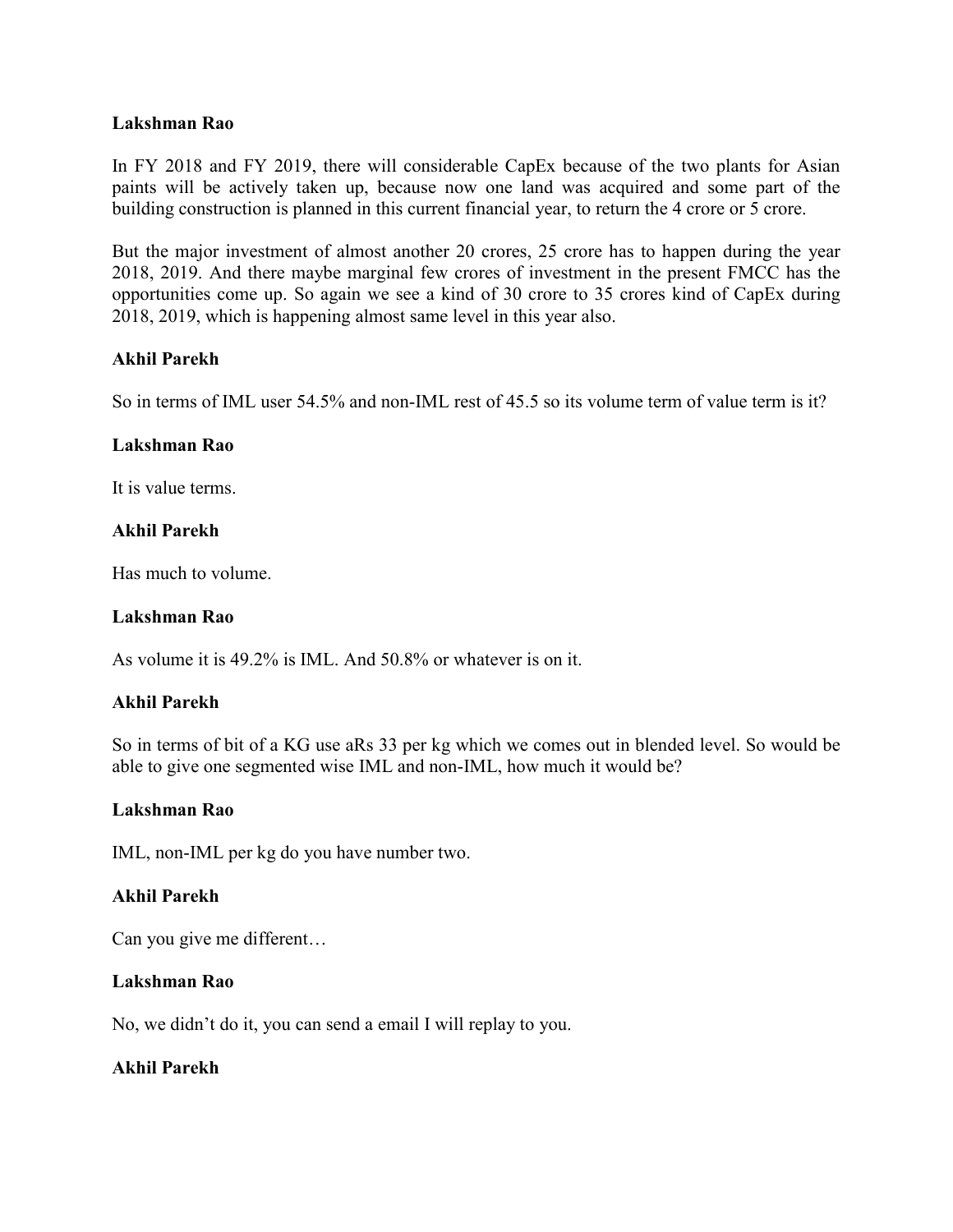**Lakshman Rao**

In FY 2018 and FY 2019, there will considerable CapEx because of the two plants for Asian paints will be actively taken up, because now one land was acquired and some part of the building construction is planned in this current financial year, to return the 4 crore or 5 crore.

But the major investment of almost another 20 crores, 25 crore has to happen during the year 2018, 2019. And there maybe marginal few crores of investment in the present FMCC has the opportunities come up. So again we see a kind of 30 crore to 35 crores kind of CapEx during 2018, 2019, which is happening almost same level in this year also.

**Akhil Parekh**

So in terms of IML user 54.5% and non-IML rest of 45.5 so its volume term of value term is it?

**Lakshman Rao**

It is value terms.

**Akhil Parekh**

Has much to volume.

**Lakshman Rao**

As volume it is 49.2% is IML. And 50.8% or whatever is on it.

**Akhil Parekh**

So in terms of bit of a KG use aRs 33 per kg which we comes out in blended level. So would be able to give one segmented wise IML and non-IML, how much it would be?

**Lakshman Rao**

IML, non-IML per kg do you have number two.

**Akhil Parekh**

Can you give me different…

**Lakshman Rao**

No, we didn't do it, you can send a email I will replay to you.

**Akhil Parekh**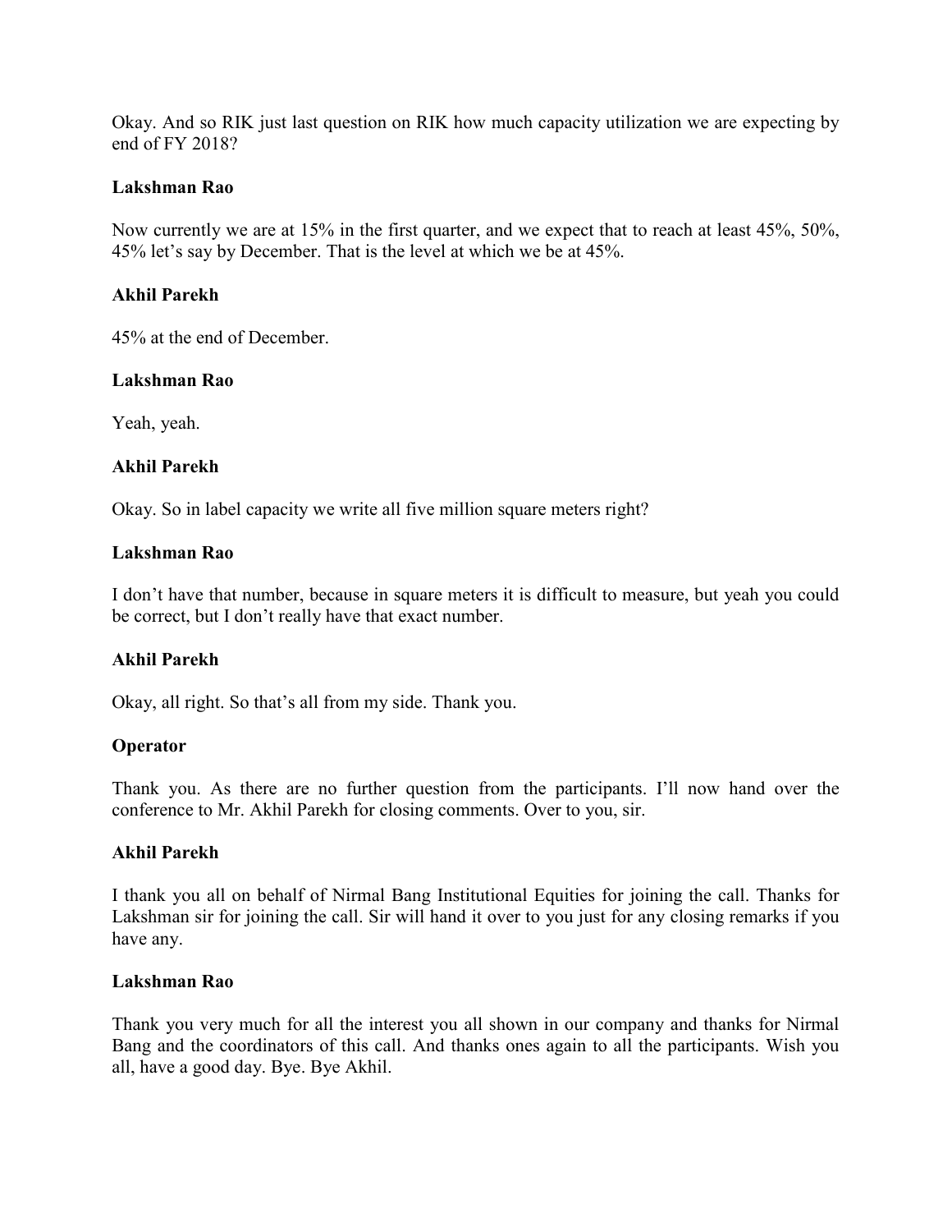Okay. And so RIK just last question on RIK how much capacity utilization we are expecting by end of FY 2018?

**Lakshman Rao**

Now currently we are at 15% in the first quarter, and we expect that to reach at least 45%, 50%, 45% let's say by December. That is the level at which we be at 45%.

**Akhil Parekh**

45% at the end of December.

**Lakshman Rao**

Yeah, yeah.

**Akhil Parekh**

Okay. So in label capacity we write all five million square meters right?

**Lakshman Rao**

I don't have that number, because in square meters it is difficult to measure, but yeah you could be correct, but I don't really have that exact number.

**Akhil Parekh**

Okay, all right. So that's all from my side. Thank you.

**Operator**

Thank you. As there are no further question from the participants. I'll now hand over the conference to Mr. Akhil Parekh for closing comments. Over to you, sir.

**Akhil Parekh**

I thank you all on behalf of Nirmal Bang Institutional Equities for joining the call. Thanks for Lakshman sir for joining the call. Sir will hand it over to you just for any closing remarks if you have any.

**Lakshman Rao**

Thank you very much for all the interest you all shown in our company and thanks for Nirmal Bang and the coordinators of this call. And thanks ones again to all the participants. Wish you all, have a good day. Bye. Bye Akhil.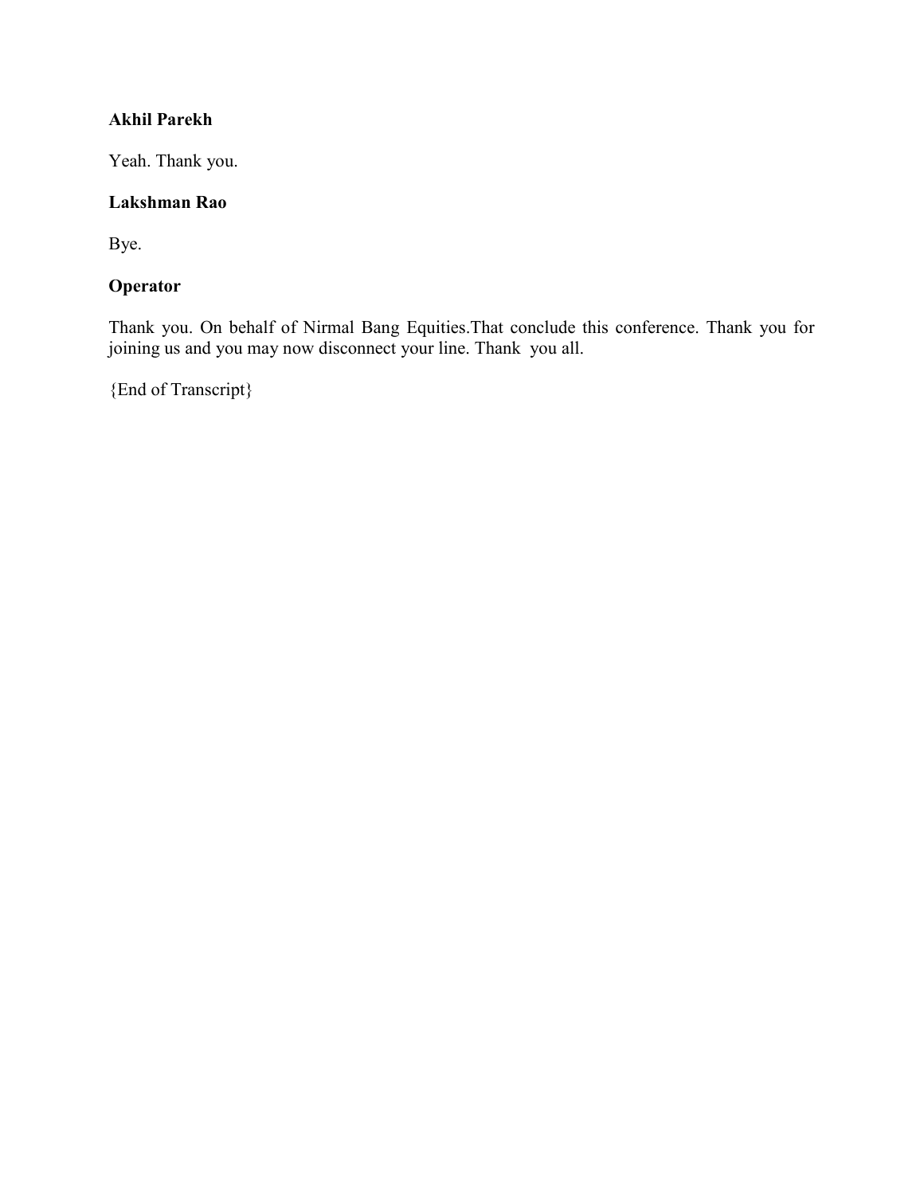**Akhil Parekh**

Yeah. Thank you.

**Lakshman Rao**

Bye.

**Operator**

Thank you. On behalf of Nirmal Bang Equities.That conclude this conference. Thank you for joining us and you may now disconnect your line. Thank you all.

{End of Transcript}